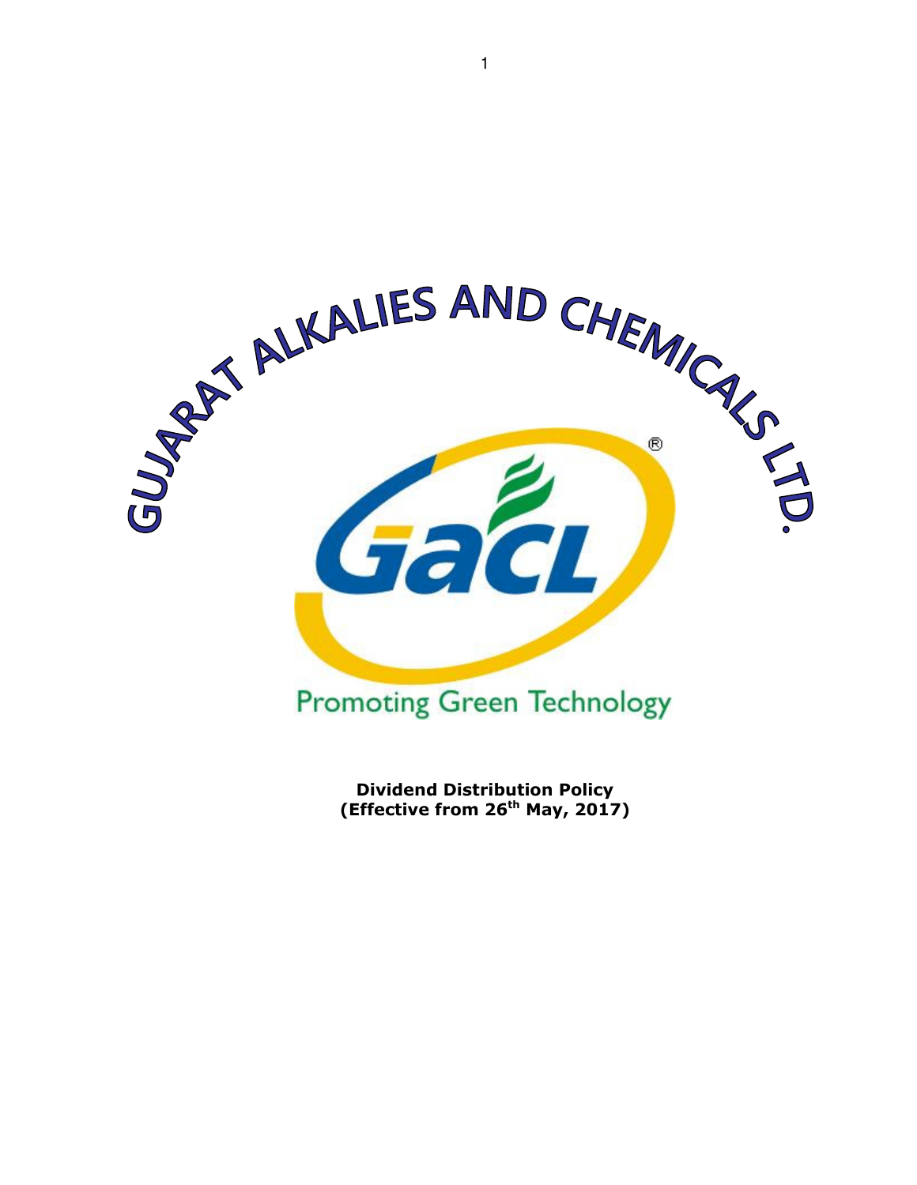GUJARAT ALKALIES AND CHEMICALS LTD.

GACL

Promoting Green Technology

**Dividend Distribution Policy**
**(Effective from 26th May, 2017)**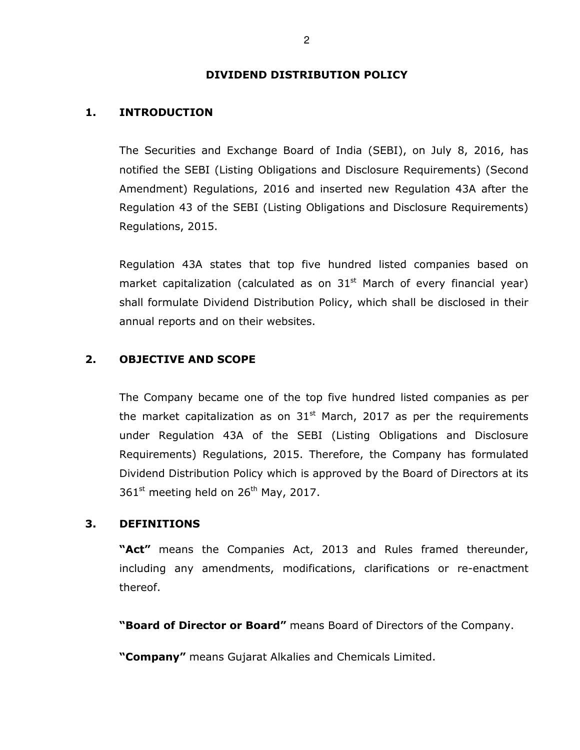# DIVIDEND DISTRIBUTION POLICY

## 1. INTRODUCTION

The Securities and Exchange Board of India (SEBI), on July 8, 2016, has notified the SEBI (Listing Obligations and Disclosure Requirements) (Second Amendment) Regulations, 2016 and inserted new Regulation 43A after the Regulation 43 of the SEBI (Listing Obligations and Disclosure Requirements) Regulations, 2015.

Regulation 43A states that top five hundred listed companies based on market capitalization (calculated as on 31st March of every financial year) shall formulate Dividend Distribution Policy, which shall be disclosed in their annual reports and on their websites.

## 2. OBJECTIVE AND SCOPE

The Company became one of the top five hundred listed companies as per the market capitalization as on 31st March, 2017 as per the requirements under Regulation 43A of the SEBI (Listing Obligations and Disclosure Requirements) Regulations, 2015. Therefore, the Company has formulated Dividend Distribution Policy which is approved by the Board of Directors at its 361st meeting held on 26th May, 2017.

## 3. DEFINITIONS

**"Act"** means the Companies Act, 2013 and Rules framed thereunder, including any amendments, modifications, clarifications or re-enactment thereof.

**"Board of Director or Board"** means Board of Directors of the Company.

**"Company"** means Gujarat Alkalies and Chemicals Limited.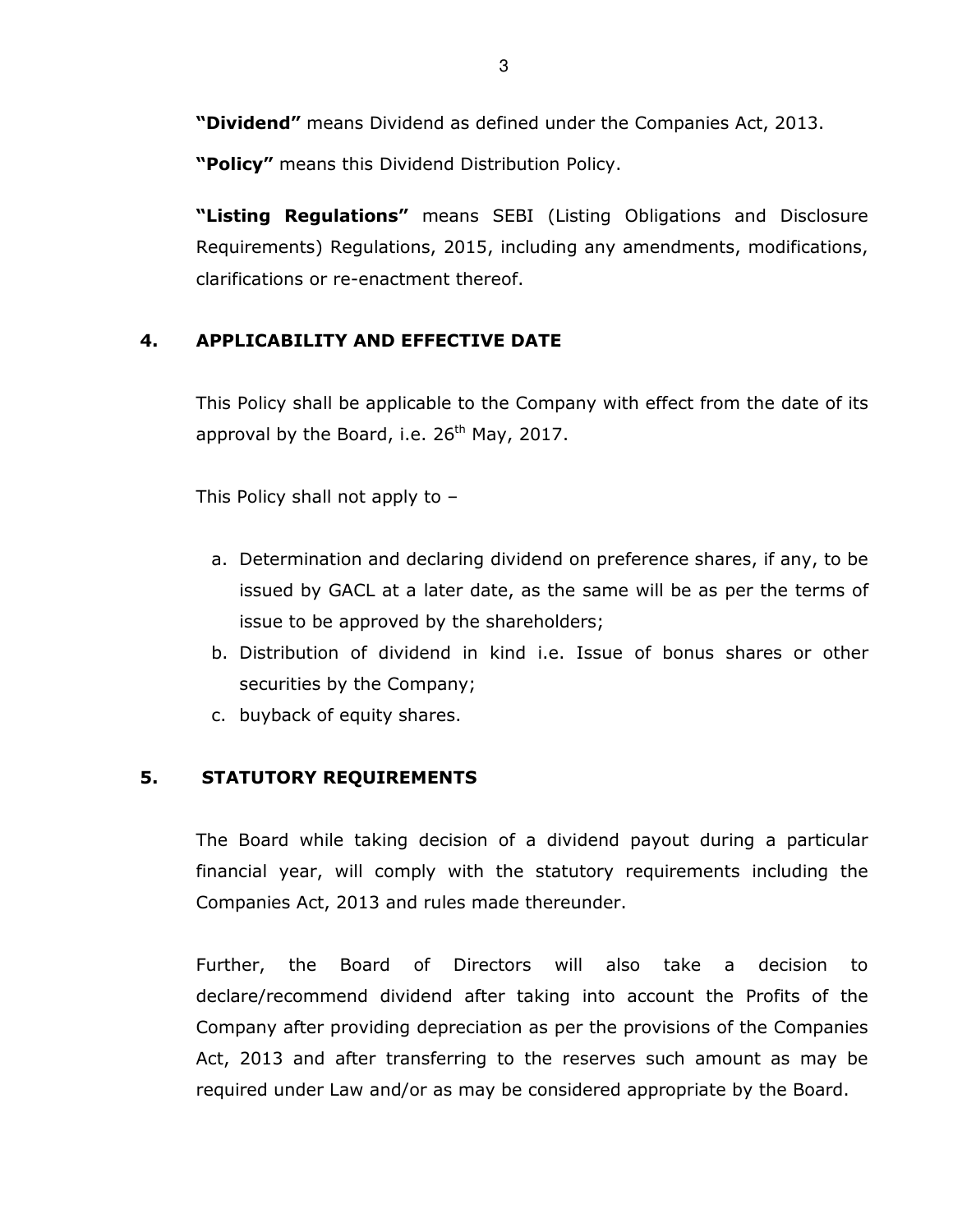**"Dividend"** means Dividend as defined under the Companies Act, 2013.

**"Policy"** means this Dividend Distribution Policy.

**"Listing Regulations"** means SEBI (Listing Obligations and Disclosure Requirements) Regulations, 2015, including any amendments, modifications, clarifications or re-enactment thereof.

## 4. APPLICABILITY AND EFFECTIVE DATE

This Policy shall be applicable to the Company with effect from the date of its approval by the Board, i.e. 26th May, 2017.

This Policy shall not apply to –

a. Determination and declaring dividend on preference shares, if any, to be issued by GACL at a later date, as the same will be as per the terms of issue to be approved by the shareholders;
b. Distribution of dividend in kind i.e. Issue of bonus shares or other securities by the Company;
c. buyback of equity shares.

## 5. STATUTORY REQUIREMENTS

The Board while taking decision of a dividend payout during a particular financial year, will comply with the statutory requirements including the Companies Act, 2013 and rules made thereunder.

Further, the Board of Directors will also take a decision to declare/recommend dividend after taking into account the Profits of the Company after providing depreciation as per the provisions of the Companies Act, 2013 and after transferring to the reserves such amount as may be required under Law and/or as may be considered appropriate by the Board.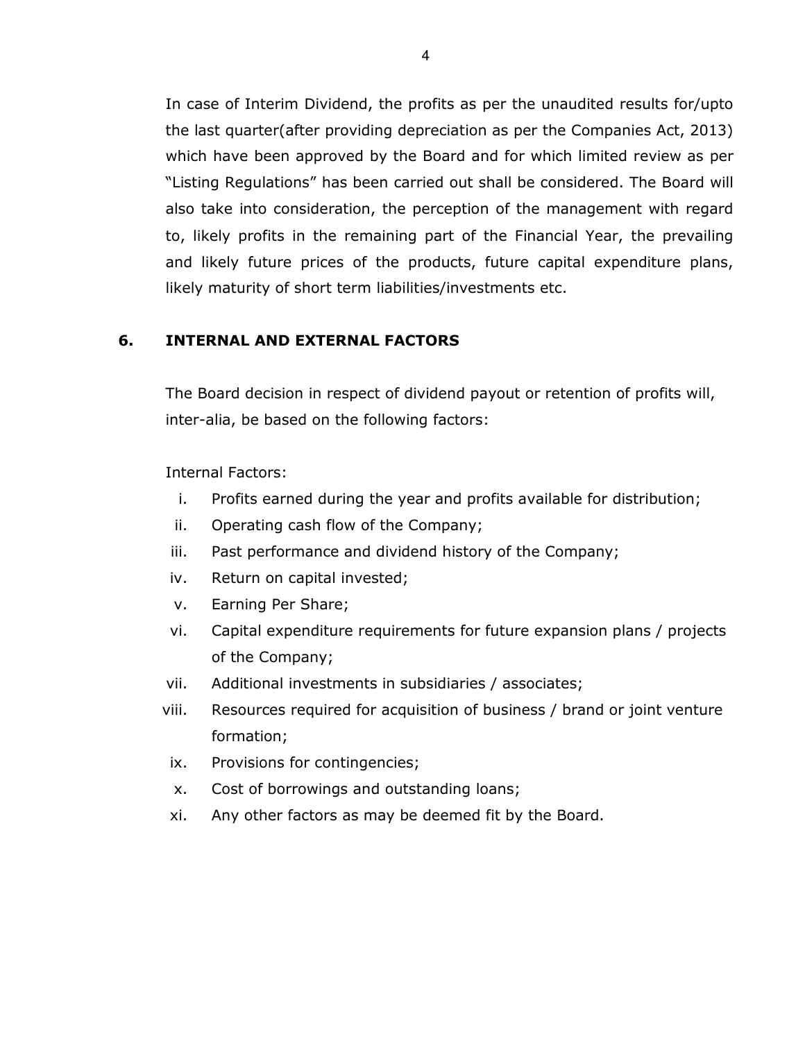In case of Interim Dividend, the profits as per the unaudited results for/upto the last quarter(after providing depreciation as per the Companies Act, 2013) which have been approved by the Board and for which limited review as per "Listing Regulations" has been carried out shall be considered. The Board will also take into consideration, the perception of the management with regard to, likely profits in the remaining part of the Financial Year, the prevailing and likely future prices of the products, future capital expenditure plans, likely maturity of short term liabilities/investments etc.

## 6. INTERNAL AND EXTERNAL FACTORS

The Board decision in respect of dividend payout or retention of profits will, inter-alia, be based on the following factors:

Internal Factors:

i. Profits earned during the year and profits available for distribution;
ii. Operating cash flow of the Company;
iii. Past performance and dividend history of the Company;
iv. Return on capital invested;
v. Earning Per Share;
vi. Capital expenditure requirements for future expansion plans / projects of the Company;
vii. Additional investments in subsidiaries / associates;
viii. Resources required for acquisition of business / brand or joint venture formation;
ix. Provisions for contingencies;
x. Cost of borrowings and outstanding loans;
xi. Any other factors as may be deemed fit by the Board.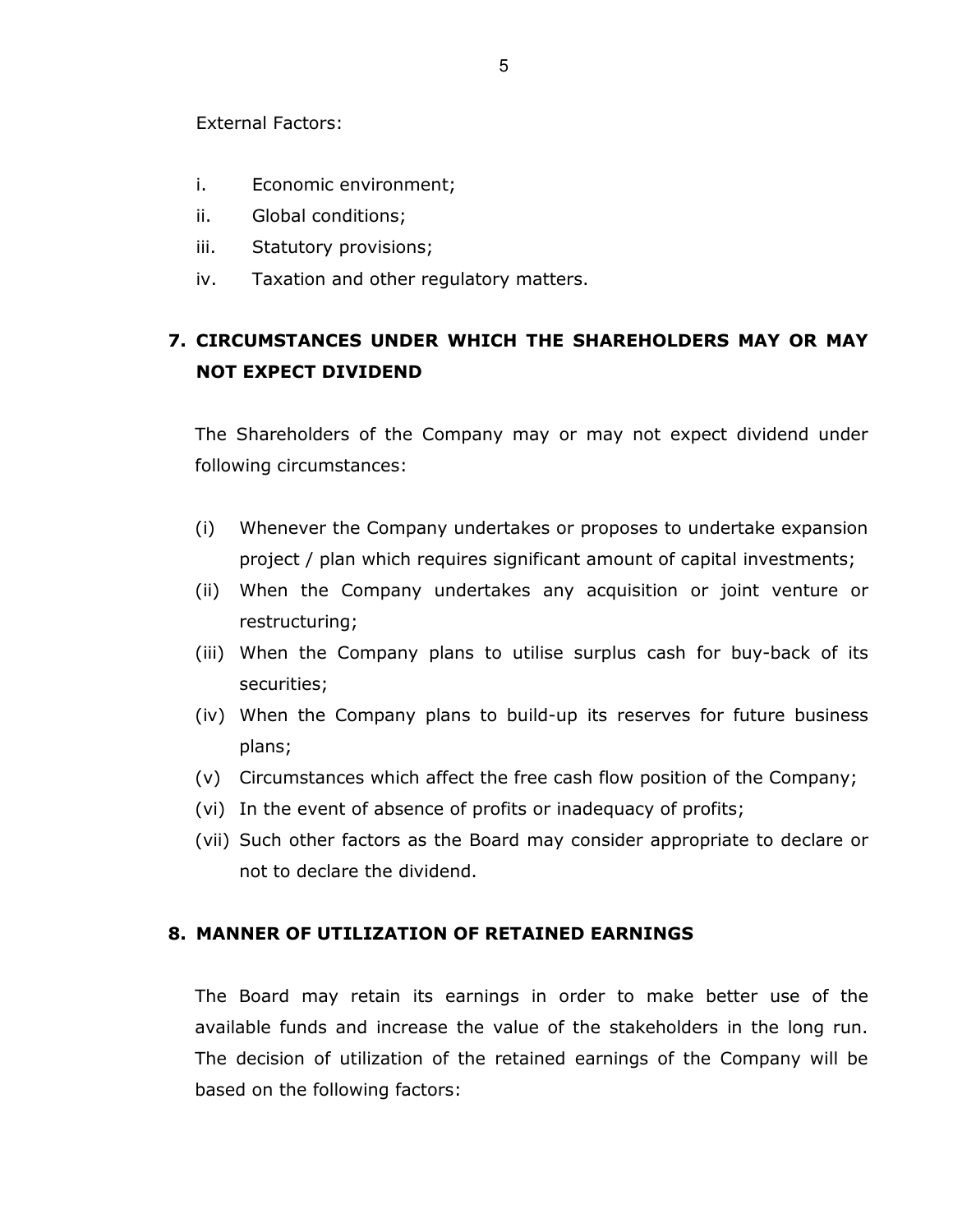External Factors:

i. Economic environment;
ii. Global conditions;
iii. Statutory provisions;
iv. Taxation and other regulatory matters.

## 7. CIRCUMSTANCES UNDER WHICH THE SHAREHOLDERS MAY OR MAY NOT EXPECT DIVIDEND

The Shareholders of the Company may or may not expect dividend under following circumstances:

(i) Whenever the Company undertakes or proposes to undertake expansion project / plan which requires significant amount of capital investments;
(ii) When the Company undertakes any acquisition or joint venture or restructuring;
(iii) When the Company plans to utilise surplus cash for buy-back of its securities;
(iv) When the Company plans to build-up its reserves for future business plans;
(v) Circumstances which affect the free cash flow position of the Company;
(vi) In the event of absence of profits or inadequacy of profits;
(vii) Such other factors as the Board may consider appropriate to declare or not to declare the dividend.

## 8. MANNER OF UTILIZATION OF RETAINED EARNINGS

The Board may retain its earnings in order to make better use of the available funds and increase the value of the stakeholders in the long run. The decision of utilization of the retained earnings of the Company will be based on the following factors: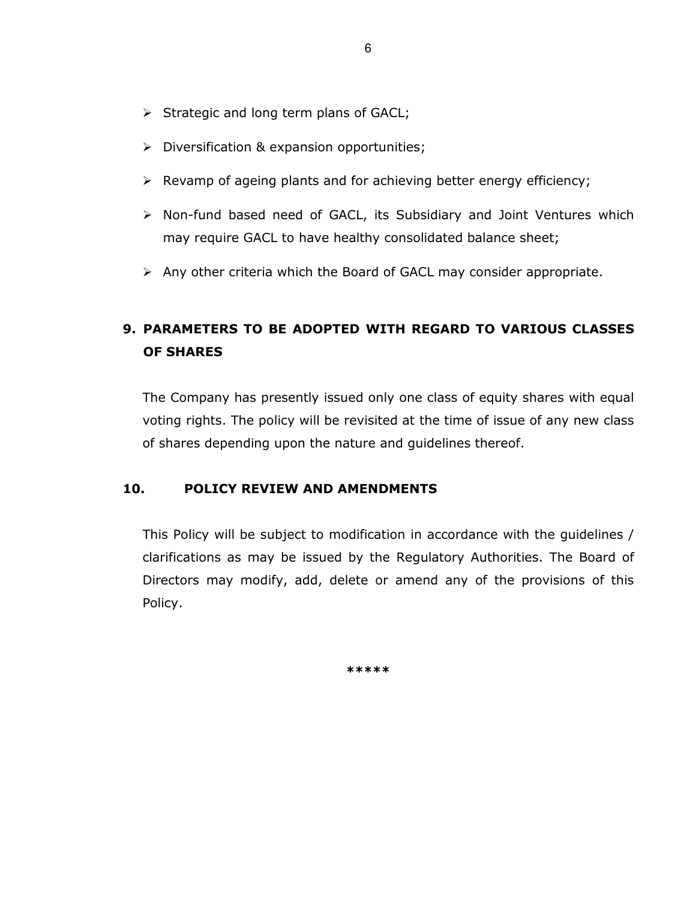- Strategic and long term plans of GACL;
- Diversification & expansion opportunities;
- Revamp of ageing plants and for achieving better energy efficiency;
- Non-fund based need of GACL, its Subsidiary and Joint Ventures which may require GACL to have healthy consolidated balance sheet;
- Any other criteria which the Board of GACL may consider appropriate.

## 9. PARAMETERS TO BE ADOPTED WITH REGARD TO VARIOUS CLASSES OF SHARES

The Company has presently issued only one class of equity shares with equal voting rights. The policy will be revisited at the time of issue of any new class of shares depending upon the nature and guidelines thereof.

## 10. POLICY REVIEW AND AMENDMENTS

This Policy will be subject to modification in accordance with the guidelines / clarifications as may be issued by the Regulatory Authorities. The Board of Directors may modify, add, delete or amend any of the provisions of this Policy.

*****